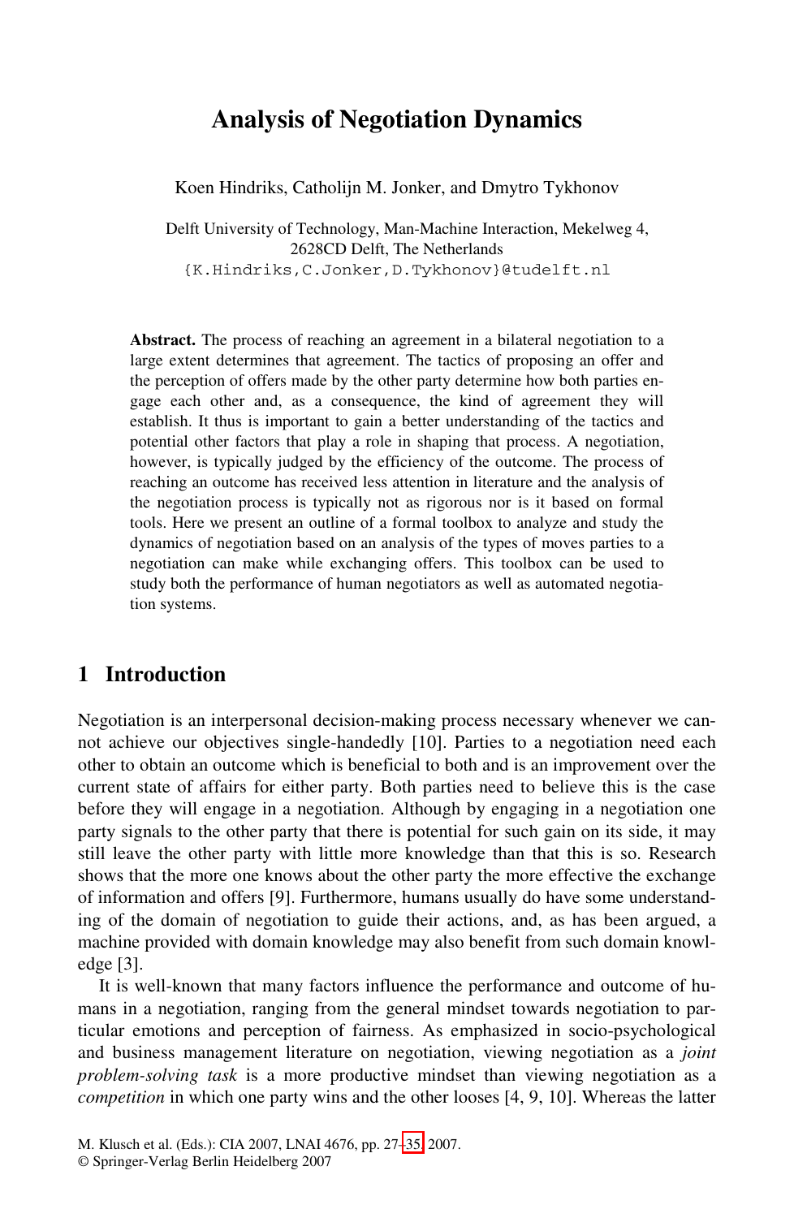# Analysis of Negotiation Dynamics

Koen Hindriks, Catholijn M. Jonker, and Dmytro Tykhonov

Delft University of Technology, Man-Machine Interaction, Mekelweg 4, 2628CD Delft, The Netherlands
{K.Hindriks,C.Jonker,D.Tykhonov}@tudelft.nl

**Abstract.** The process of reaching an agreement in a bilateral negotiation to a large extent determines that agreement. The tactics of proposing an offer and the perception of offers made by the other party determine how both parties engage each other and, as a consequence, the kind of agreement they will establish. It thus is important to gain a better understanding of the tactics and potential other factors that play a role in shaping that process. A negotiation, however, is typically judged by the efficiency of the outcome. The process of reaching an outcome has received less attention in literature and the analysis of the negotiation process is typically not as rigorous nor is it based on formal tools. Here we present an outline of a formal toolbox to analyze and study the dynamics of negotiation based on an analysis of the types of moves parties to a negotiation can make while exchanging offers. This toolbox can be used to study both the performance of human negotiators as well as automated negotiation systems.

## 1 Introduction

Negotiation is an interpersonal decision-making process necessary whenever we cannot achieve our objectives single-handedly [10]. Parties to a negotiation need each other to obtain an outcome which is beneficial to both and is an improvement over the current state of affairs for either party. Both parties need to believe this is the case before they will engage in a negotiation. Although by engaging in a negotiation one party signals to the other party that there is potential for such gain on its side, it may still leave the other party with little more knowledge than that this is so. Research shows that the more one knows about the other party the more effective the exchange of information and offers [9]. Furthermore, humans usually do have some understanding of the domain of negotiation to guide their actions, and, as has been argued, a machine provided with domain knowledge may also benefit from such domain knowledge [3].

It is well-known that many factors influence the performance and outcome of humans in a negotiation, ranging from the general mindset towards negotiation to particular emotions and perception of fairness. As emphasized in socio-psychological and business management literature on negotiation, viewing negotiation as a *joint problem-solving task* is a more productive mindset than viewing negotiation as a *competition* in which one party wins and the other looses [4, 9, 10]. Whereas the latter

M. Klusch et al. (Eds.): CIA 2007, LNAI 4676, pp. 27–35, 2007.
© Springer-Verlag Berlin Heidelberg 2007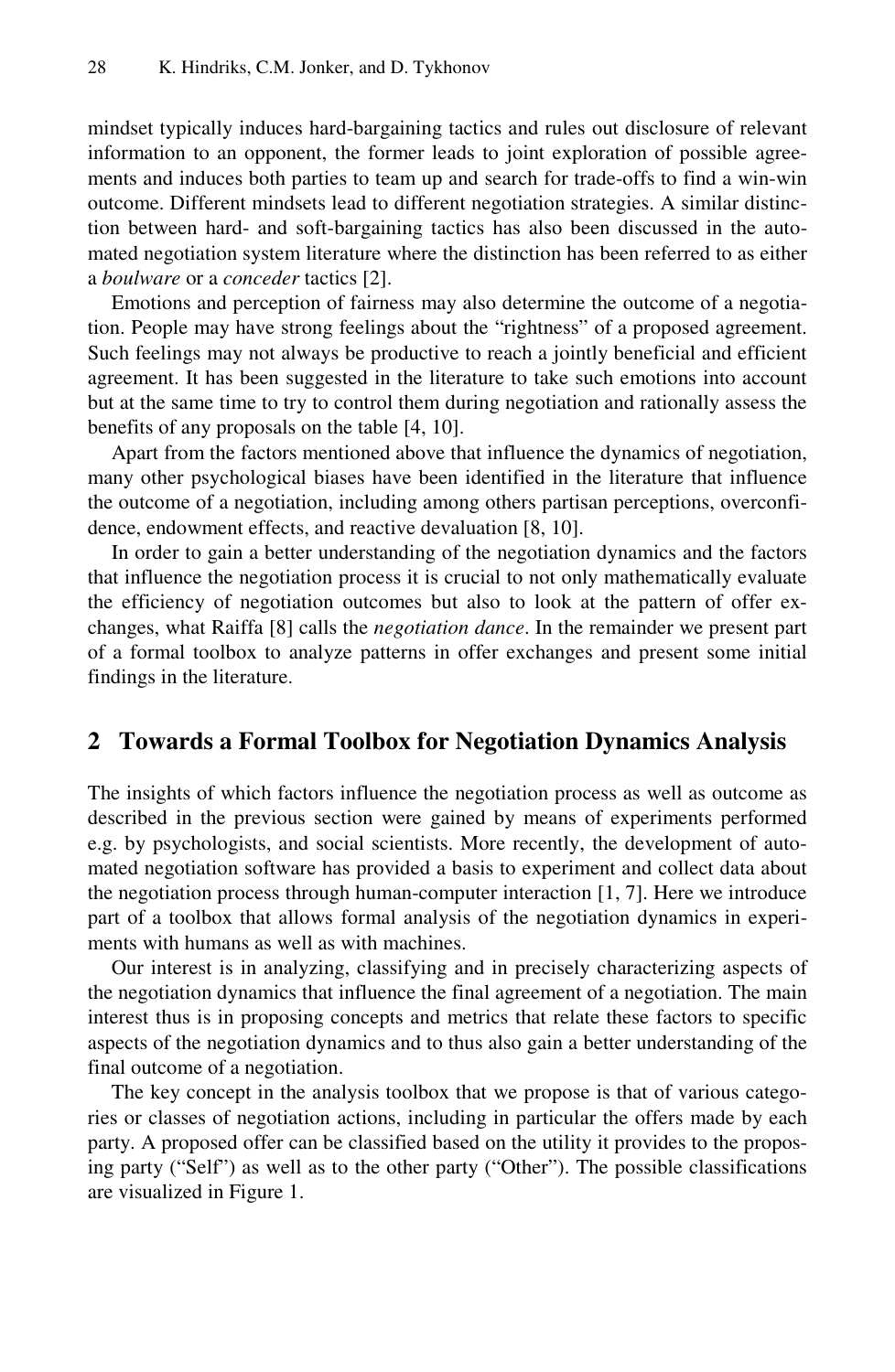mindset typically induces hard-bargaining tactics and rules out disclosure of relevant information to an opponent, the former leads to joint exploration of possible agreements and induces both parties to team up and search for trade-offs to find a win-win outcome. Different mindsets lead to different negotiation strategies. A similar distinction between hard- and soft-bargaining tactics has also been discussed in the automated negotiation system literature where the distinction has been referred to as either a *boulware* or a *conceder* tactics [2].

Emotions and perception of fairness may also determine the outcome of a negotiation. People may have strong feelings about the "rightness" of a proposed agreement. Such feelings may not always be productive to reach a jointly beneficial and efficient agreement. It has been suggested in the literature to take such emotions into account but at the same time to try to control them during negotiation and rationally assess the benefits of any proposals on the table [4, 10].

Apart from the factors mentioned above that influence the dynamics of negotiation, many other psychological biases have been identified in the literature that influence the outcome of a negotiation, including among others partisan perceptions, overconfidence, endowment effects, and reactive devaluation [8, 10].

In order to gain a better understanding of the negotiation dynamics and the factors that influence the negotiation process it is crucial to not only mathematically evaluate the efficiency of negotiation outcomes but also to look at the pattern of offer exchanges, what Raiffa [8] calls the *negotiation dance*. In the remainder we present part of a formal toolbox to analyze patterns in offer exchanges and present some initial findings in the literature.

## 2 Towards a Formal Toolbox for Negotiation Dynamics Analysis

The insights of which factors influence the negotiation process as well as outcome as described in the previous section were gained by means of experiments performed e.g. by psychologists, and social scientists. More recently, the development of automated negotiation software has provided a basis to experiment and collect data about the negotiation process through human-computer interaction [1, 7]. Here we introduce part of a toolbox that allows formal analysis of the negotiation dynamics in experiments with humans as well as with machines.

Our interest is in analyzing, classifying and in precisely characterizing aspects of the negotiation dynamics that influence the final agreement of a negotiation. The main interest thus is in proposing concepts and metrics that relate these factors to specific aspects of the negotiation dynamics and to thus also gain a better understanding of the final outcome of a negotiation.

The key concept in the analysis toolbox that we propose is that of various categories or classes of negotiation actions, including in particular the offers made by each party. A proposed offer can be classified based on the utility it provides to the proposing party ("Self") as well as to the other party ("Other"). The possible classifications are visualized in Figure 1.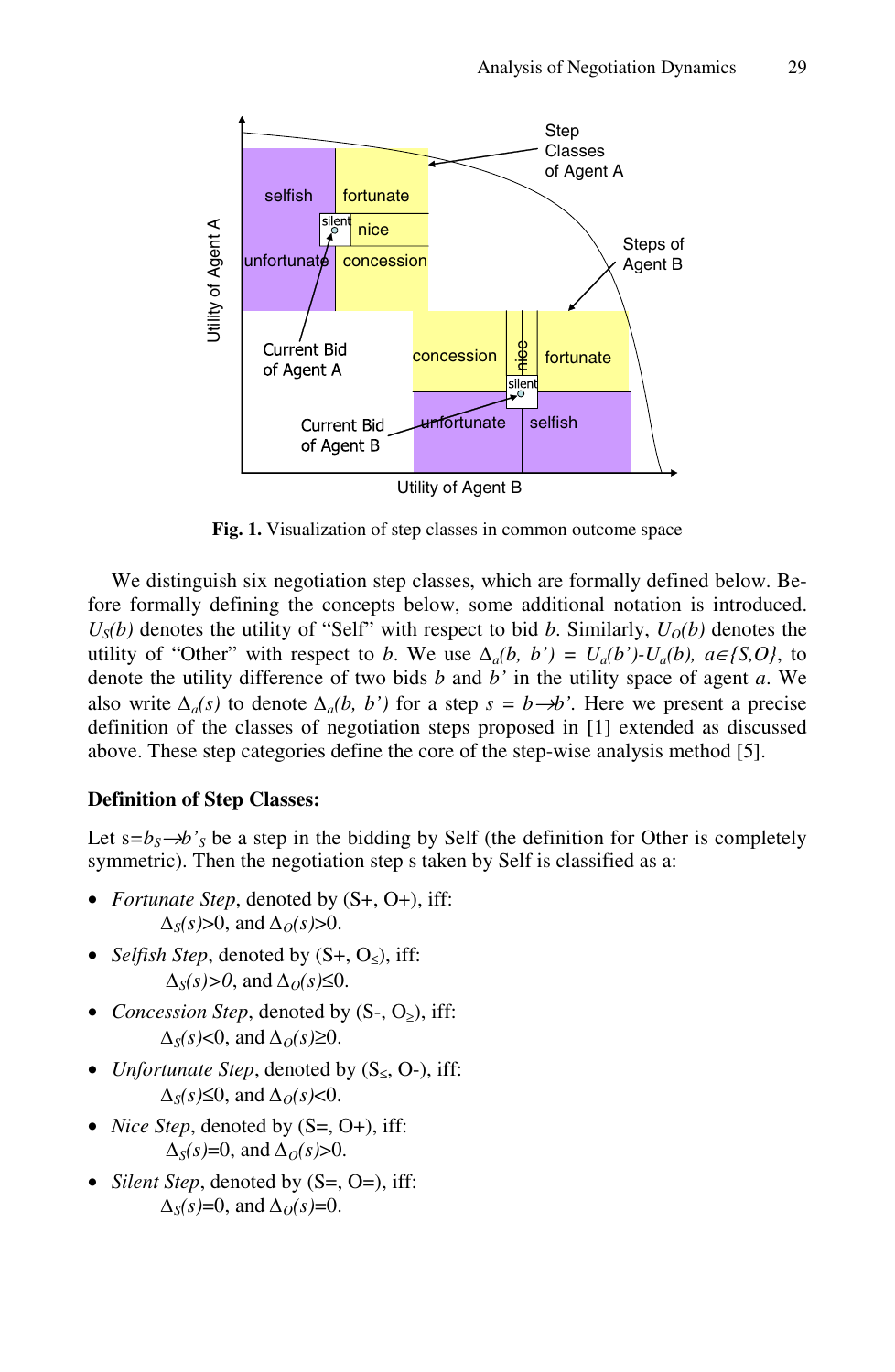**Fig. 1.** Visualization of step classes in common outcome space

We distinguish six negotiation step classes, which are formally defined below. Before formally defining the concepts below, some additional notation is introduced. $U_S(b)$ denotes the utility of "Self" with respect to bid $b$. Similarly, $U_O(b)$ denotes the utility of "Other" with respect to $b$. We use $\Delta_a(b, b') = U_a(b')-U_a(b), a\in\{S,O\}$, to denote the utility difference of two bids $b$ and $b'$ in the utility space of agent $a$. We also write $\Delta_a(s)$ to denote $\Delta_a(b, b')$ for a step $s = b \rightarrow b'$. Here we present a precise definition of the classes of negotiation steps proposed in [1] extended as discussed above. These step categories define the core of the step-wise analysis method [5].

**Definition of Step Classes:**

Let $s=b_S \rightarrow b'_S$ be a step in the bidding by Self (the definition for Other is completely symmetric). Then the negotiation step s taken by Self is classified as a:

- *Fortunate Step*, denoted by (S+, O+), iff:
  $\Delta_S(s)>0$, and $\Delta_O(s)>0$.
- *Selfish Step*, denoted by (S+, $O_\leq$), iff:
  $\Delta_S(s)>0$, and $\Delta_O(s)\leq 0$.
- *Concession Step*, denoted by (S-, $O_\geq$), iff:
  $\Delta_S(s)<0$, and $\Delta_O(s)\geq 0$.
- *Unfortunate Step*, denoted by ($S_\leq$, O-), iff:
  $\Delta_S(s)\leq 0$, and $\Delta_O(s)<0$.
- *Nice Step*, denoted by (S=, O+), iff:
  $\Delta_S(s)=0$, and $\Delta_O(s)>0$.
- *Silent Step*, denoted by (S=, O=), iff:
  $\Delta_S(s)=0$, and $\Delta_O(s)=0$.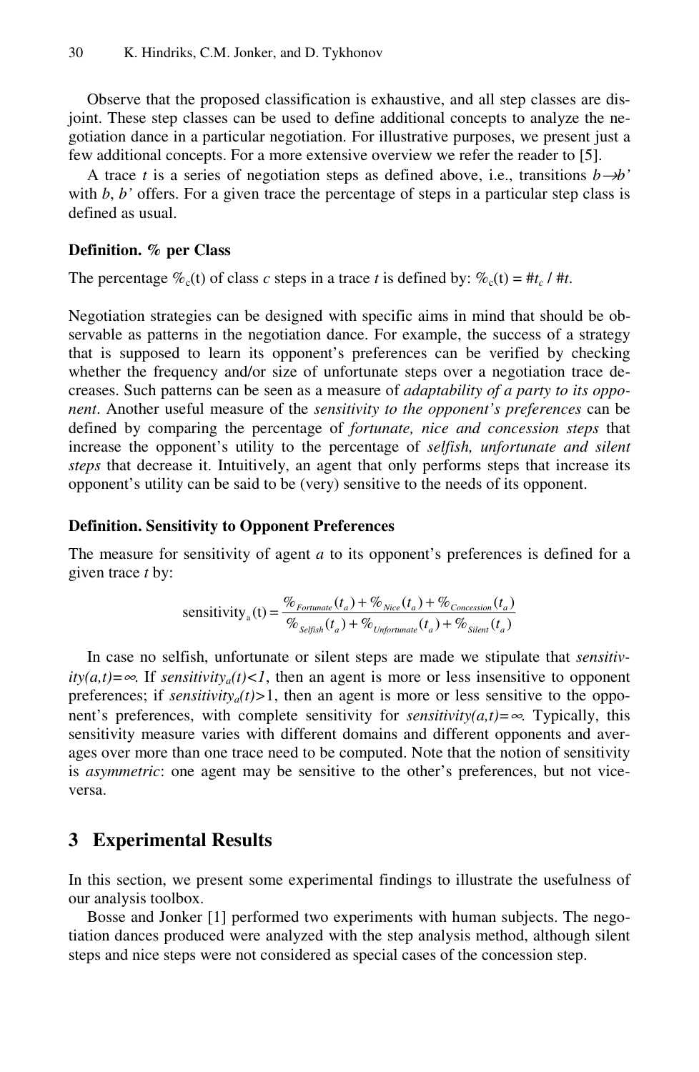Observe that the proposed classification is exhaustive, and all step classes are disjoint. These step classes can be used to define additional concepts to analyze the negotiation dance in a particular negotiation. For illustrative purposes, we present just a few additional concepts. For a more extensive overview we refer the reader to [5].

A trace *t* is a series of negotiation steps as defined above, i.e., transitions $b \rightarrow b'$ with *b*, *b'* offers. For a given trace the percentage of steps in a particular step class is defined as usual.

**Definition. % per Class**

The percentage $\%_c(t)$ of class *c* steps in a trace *t* is defined by: $\%_c(t) = \#t_c / \#t$.

Negotiation strategies can be designed with specific aims in mind that should be observable as patterns in the negotiation dance. For example, the success of a strategy that is supposed to learn its opponent's preferences can be verified by checking whether the frequency and/or size of unfortunate steps over a negotiation trace decreases. Such patterns can be seen as a measure of *adaptability of a party to its opponent*. Another useful measure of the *sensitivity to the opponent's preferences* can be defined by comparing the percentage of *fortunate, nice and concession steps* that increase the opponent's utility to the percentage of *selfish, unfortunate and silent steps* that decrease it. Intuitively, an agent that only performs steps that increase its opponent's utility can be said to be (very) sensitive to the needs of its opponent.

**Definition. Sensitivity to Opponent Preferences**

The measure for sensitivity of agent *a* to its opponent's preferences is defined for a given trace *t* by:

$$\text{sensitivity}_a(t) = \frac{\%_{Fortunate}(t_a) + \%_{Nice}(t_a) + \%_{Concession}(t_a)}{\%_{Selfish}(t_a) + \%_{Unfortunate}(t_a) + \%_{Silent}(t_a)}$$

In case no selfish, unfortunate or silent steps are made we stipulate that $sensitivity(a,t)=\infty$. If $sensitivity_a(t)<1$, then an agent is more or less insensitive to opponent preferences; if $sensitivity_a(t)>1$, then an agent is more or less sensitive to the opponent's preferences, with complete sensitivity for $sensitivity(a,t)=\infty$. Typically, this sensitivity measure varies with different domains and different opponents and averages over more than one trace need to be computed. Note that the notion of sensitivity is *asymmetric*: one agent may be sensitive to the other's preferences, but not vice-versa.

## 3 Experimental Results

In this section, we present some experimental findings to illustrate the usefulness of our analysis toolbox.

Bosse and Jonker [1] performed two experiments with human subjects. The negotiation dances produced were analyzed with the step analysis method, although silent steps and nice steps were not considered as special cases of the concession step.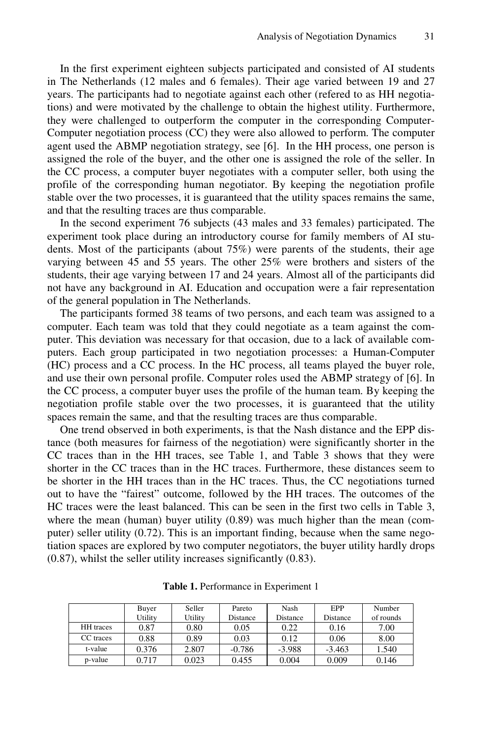In the first experiment eighteen subjects participated and consisted of AI students in The Netherlands (12 males and 6 females). Their age varied between 19 and 27 years. The participants had to negotiate against each other (refered to as HH negotiations) and were motivated by the challenge to obtain the highest utility. Furthermore, they were challenged to outperform the computer in the corresponding Computer-Computer negotiation process (CC) they were also allowed to perform. The computer agent used the ABMP negotiation strategy, see [6]. In the HH process, one person is assigned the role of the buyer, and the other one is assigned the role of the seller. In the CC process, a computer buyer negotiates with a computer seller, both using the profile of the corresponding human negotiator. By keeping the negotiation profile stable over the two processes, it is guaranteed that the utility spaces remains the same, and that the resulting traces are thus comparable.

In the second experiment 76 subjects (43 males and 33 females) participated. The experiment took place during an introductory course for family members of AI students. Most of the participants (about 75%) were parents of the students, their age varying between 45 and 55 years. The other 25% were brothers and sisters of the students, their age varying between 17 and 24 years. Almost all of the participants did not have any background in AI. Education and occupation were a fair representation of the general population in The Netherlands.

The participants formed 38 teams of two persons, and each team was assigned to a computer. Each team was told that they could negotiate as a team against the computer. This deviation was necessary for that occasion, due to a lack of available computers. Each group participated in two negotiation processes: a Human-Computer (HC) process and a CC process. In the HC process, all teams played the buyer role, and use their own personal profile. Computer roles used the ABMP strategy of [6]. In the CC process, a computer buyer uses the profile of the human team. By keeping the negotiation profile stable over the two processes, it is guaranteed that the utility spaces remain the same, and that the resulting traces are thus comparable.

One trend observed in both experiments, is that the Nash distance and the EPP distance (both measures for fairness of the negotiation) were significantly shorter in the CC traces than in the HH traces, see Table 1, and Table 3 shows that they were shorter in the CC traces than in the HC traces. Furthermore, these distances seem to be shorter in the HH traces than in the HC traces. Thus, the CC negotiations turned out to have the "fairest" outcome, followed by the HH traces. The outcomes of the HC traces were the least balanced. This can be seen in the first two cells in Table 3, where the mean (human) buyer utility (0.89) was much higher than the mean (computer) seller utility (0.72). This is an important finding, because when the same negotiation spaces are explored by two computer negotiators, the buyer utility hardly drops (0.87), whilst the seller utility increases significantly (0.83).

**Table 1.** Performance in Experiment 1

| | Buyer Utility | Seller Utility | Pareto Distance | Nash Distance | EPP Distance | Number of rounds |
|---|---|---|---|---|---|---|
| HH traces | 0.87 | 0.80 | 0.05 | 0.22 | 0.16 | 7.00 |
| CC traces | 0.88 | 0.89 | 0.03 | 0.12 | 0.06 | 8.00 |
| t-value | 0.376 | 2.807 | -0.786 | -3.988 | -3.463 | 1.540 |
| p-value | 0.717 | 0.023 | 0.455 | 0.004 | 0.009 | 0.146 |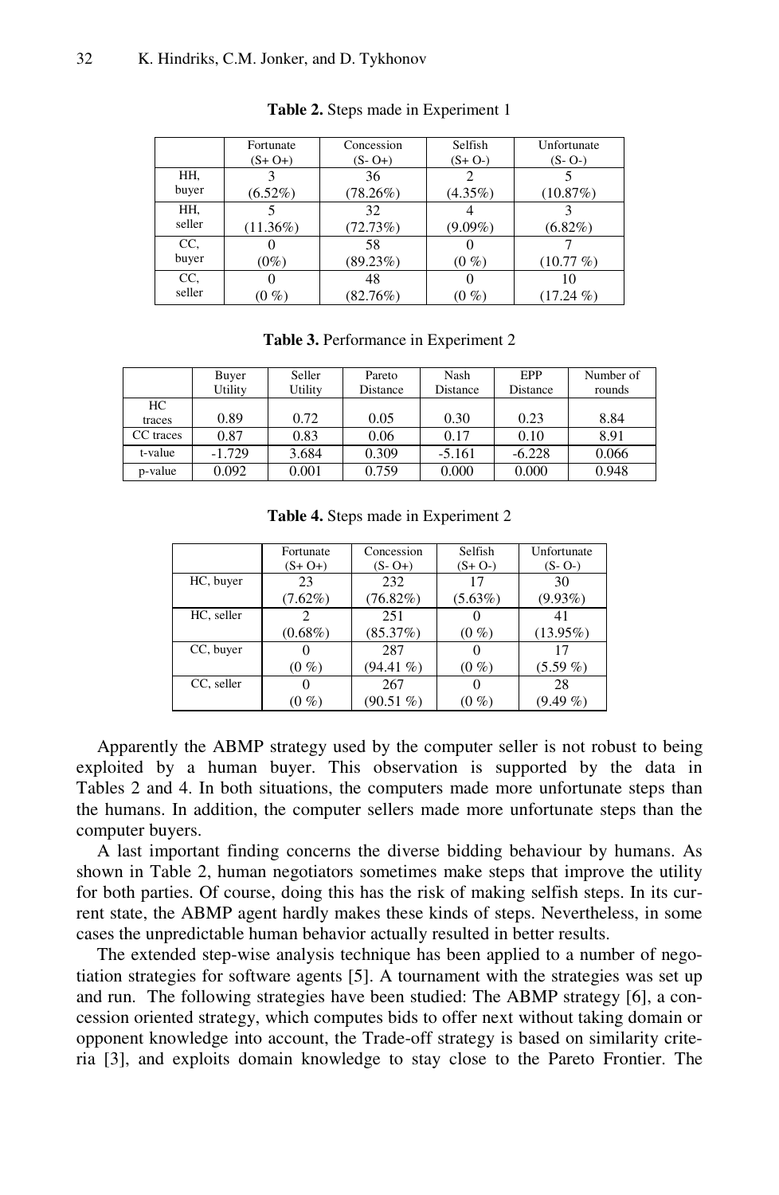**Table 2.** Steps made in Experiment 1

| | Fortunate (S+ O+) | Concession (S- O+) | Selfish (S+ O-) | Unfortunate (S- O-) |
|---|---|---|---|---|
| HH, buyer | 3 (6.52%) | 36 (78.26%) | 2 (4.35%) | 5 (10.87%) |
| HH, seller | 5 (11.36%) | 32 (72.73%) | 4 (9.09%) | 3 (6.82%) |
| CC, buyer | 0 (0%) | 58 (89.23%) | 0 (0 %) | 7 (10.77 %) |
| CC, seller | 0 (0 %) | 48 (82.76%) | 0 (0 %) | 10 (17.24 %) |

**Table 3.** Performance in Experiment 2

| | Buyer Utility | Seller Utility | Pareto Distance | Nash Distance | EPP Distance | Number of rounds |
|---|---|---|---|---|---|---|
| HC traces | 0.89 | 0.72 | 0.05 | 0.30 | 0.23 | 8.84 |
| CC traces | 0.87 | 0.83 | 0.06 | 0.17 | 0.10 | 8.91 |
| t-value | -1.729 | 3.684 | 0.309 | -5.161 | -6.228 | 0.066 |
| p-value | 0.092 | 0.001 | 0.759 | 0.000 | 0.000 | 0.948 |

**Table 4.** Steps made in Experiment 2

| | Fortunate (S+ O+) | Concession (S- O+) | Selfish (S+ O-) | Unfortunate (S- O-) |
|---|---|---|---|---|
| HC, buyer | 23 (7.62%) | 232 (76.82%) | 17 (5.63%) | 30 (9.93%) |
| HC, seller | 2 (0.68%) | 251 (85.37%) | 0 (0 %) | 41 (13.95%) |
| CC, buyer | 0 (0 %) | 287 (94.41 %) | 0 (0 %) | 17 (5.59 %) |
| CC, seller | 0 (0 %) | 267 (90.51 %) | 0 (0 %) | 28 (9.49 %) |

Apparently the ABMP strategy used by the computer seller is not robust to being exploited by a human buyer. This observation is supported by the data in Tables 2 and 4. In both situations, the computers made more unfortunate steps than the humans. In addition, the computer sellers made more unfortunate steps than the computer buyers.

A last important finding concerns the diverse bidding behaviour by humans. As shown in Table 2, human negotiators sometimes make steps that improve the utility for both parties. Of course, doing this has the risk of making selfish steps. In its current state, the ABMP agent hardly makes these kinds of steps. Nevertheless, in some cases the unpredictable human behavior actually resulted in better results.

The extended step-wise analysis technique has been applied to a number of negotiation strategies for software agents [5]. A tournament with the strategies was set up and run. The following strategies have been studied: The ABMP strategy [6], a concession oriented strategy, which computes bids to offer next without taking domain or opponent knowledge into account, the Trade-off strategy is based on similarity criteria [3], and exploits domain knowledge to stay close to the Pareto Frontier. The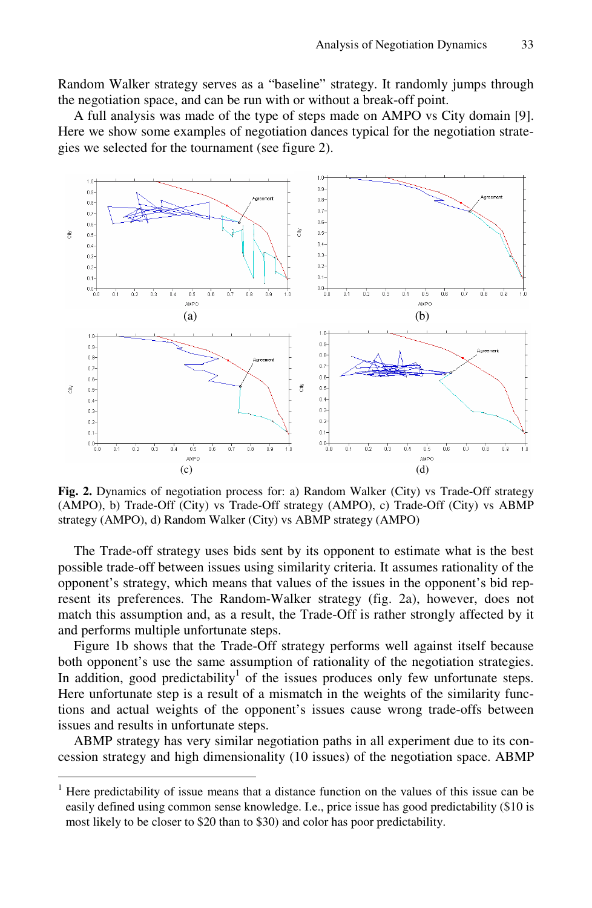Random Walker strategy serves as a "baseline" strategy. It randomly jumps through the negotiation space, and can be run with or without a break-off point.

A full analysis was made of the type of steps made on AMPO vs City domain [9]. Here we show some examples of negotiation dances typical for the negotiation strategies we selected for the tournament (see figure 2).

**Fig. 2.** Dynamics of negotiation process for: a) Random Walker (City) vs Trade-Off strategy (AMPO), b) Trade-Off (City) vs Trade-Off strategy (AMPO), c) Trade-Off (City) vs ABMP strategy (AMPO), d) Random Walker (City) vs ABMP strategy (AMPO)

The Trade-off strategy uses bids sent by its opponent to estimate what is the best possible trade-off between issues using similarity criteria. It assumes rationality of the opponent's strategy, which means that values of the issues in the opponent's bid represent its preferences. The Random-Walker strategy (fig. 2a), however, does not match this assumption and, as a result, the Trade-Off is rather strongly affected by it and performs multiple unfortunate steps.

Figure 1b shows that the Trade-Off strategy performs well against itself because both opponent's use the same assumption of rationality of the negotiation strategies. In addition, good predictability[1] of the issues produces only few unfortunate steps. Here unfortunate step is a result of a mismatch in the weights of the similarity functions and actual weights of the opponent's issues cause wrong trade-offs between issues and results in unfortunate steps.

ABMP strategy has very similar negotiation paths in all experiment due to its concession strategy and high dimensionality (10 issues) of the negotiation space. ABMP

[1] Here predictability of issue means that a distance function on the values of this issue can be easily defined using common sense knowledge. I.e., price issue has good predictability ($10 is most likely to be closer to $20 than to $30) and color has poor predictability.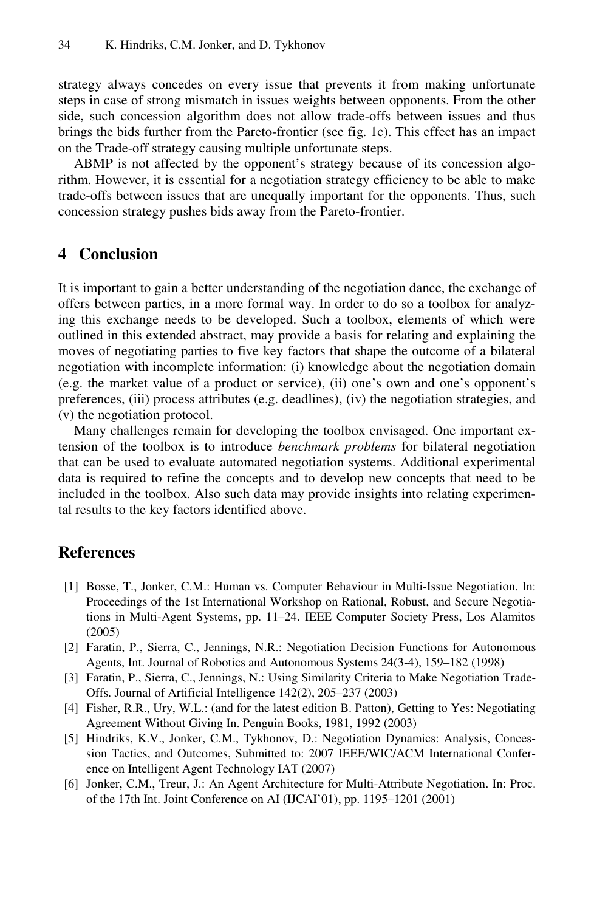strategy always concedes on every issue that prevents it from making unfortunate steps in case of strong mismatch in issues weights between opponents. From the other side, such concession algorithm does not allow trade-offs between issues and thus brings the bids further from the Pareto-frontier (see fig. 1c). This effect has an impact on the Trade-off strategy causing multiple unfortunate steps.

ABMP is not affected by the opponent's strategy because of its concession algorithm. However, it is essential for a negotiation strategy efficiency to be able to make trade-offs between issues that are unequally important for the opponents. Thus, such concession strategy pushes bids away from the Pareto-frontier.

## 4 Conclusion

It is important to gain a better understanding of the negotiation dance, the exchange of offers between parties, in a more formal way. In order to do so a toolbox for analyzing this exchange needs to be developed. Such a toolbox, elements of which were outlined in this extended abstract, may provide a basis for relating and explaining the moves of negotiating parties to five key factors that shape the outcome of a bilateral negotiation with incomplete information: (i) knowledge about the negotiation domain (e.g. the market value of a product or service), (ii) one's own and one's opponent's preferences, (iii) process attributes (e.g. deadlines), (iv) the negotiation strategies, and (v) the negotiation protocol.

Many challenges remain for developing the toolbox envisaged. One important extension of the toolbox is to introduce *benchmark problems* for bilateral negotiation that can be used to evaluate automated negotiation systems. Additional experimental data is required to refine the concepts and to develop new concepts that need to be included in the toolbox. Also such data may provide insights into relating experimental results to the key factors identified above.

## References

[1] Bosse, T., Jonker, C.M.: Human vs. Computer Behaviour in Multi-Issue Negotiation. In: Proceedings of the 1st International Workshop on Rational, Robust, and Secure Negotiations in Multi-Agent Systems, pp. 11–24. IEEE Computer Society Press, Los Alamitos (2005)

[2] Faratin, P., Sierra, C., Jennings, N.R.: Negotiation Decision Functions for Autonomous Agents, Int. Journal of Robotics and Autonomous Systems 24(3-4), 159–182 (1998)

[3] Faratin, P., Sierra, C., Jennings, N.: Using Similarity Criteria to Make Negotiation Trade-Offs. Journal of Artificial Intelligence 142(2), 205–237 (2003)

[4] Fisher, R.R., Ury, W.L.: (and for the latest edition B. Patton), Getting to Yes: Negotiating Agreement Without Giving In. Penguin Books, 1981, 1992 (2003)

[5] Hindriks, K.V., Jonker, C.M., Tykhonov, D.: Negotiation Dynamics: Analysis, Concession Tactics, and Outcomes, Submitted to: 2007 IEEE/WIC/ACM International Conference on Intelligent Agent Technology IAT (2007)

[6] Jonker, C.M., Treur, J.: An Agent Architecture for Multi-Attribute Negotiation. In: Proc. of the 17th Int. Joint Conference on AI (IJCAI'01), pp. 1195–1201 (2001)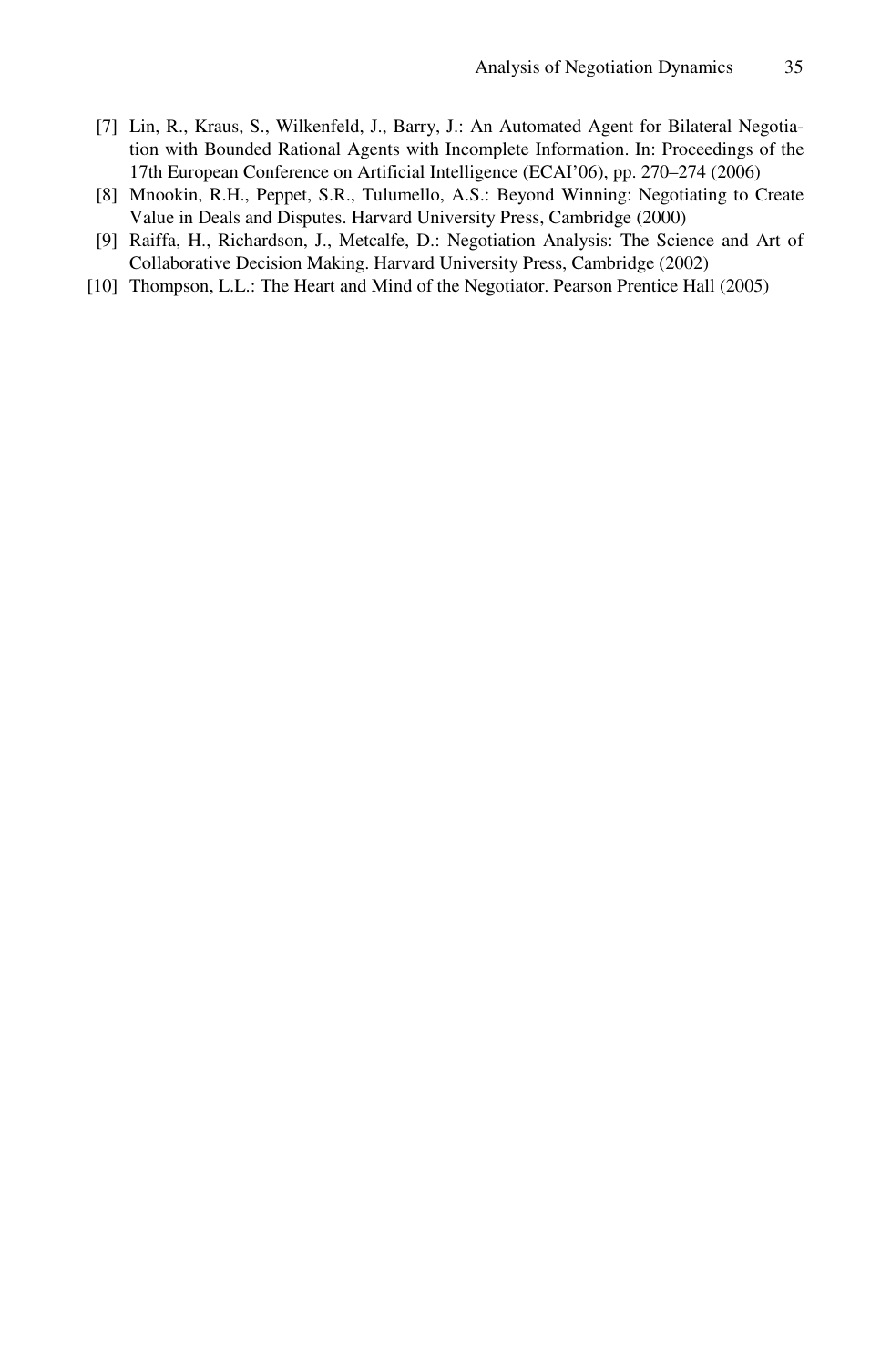[7] Lin, R., Kraus, S., Wilkenfeld, J., Barry, J.: An Automated Agent for Bilateral Negotiation with Bounded Rational Agents with Incomplete Information. In: Proceedings of the 17th European Conference on Artificial Intelligence (ECAI'06), pp. 270–274 (2006)

[8] Mnookin, R.H., Peppet, S.R., Tulumello, A.S.: Beyond Winning: Negotiating to Create Value in Deals and Disputes. Harvard University Press, Cambridge (2000)

[9] Raiffa, H., Richardson, J., Metcalfe, D.: Negotiation Analysis: The Science and Art of Collaborative Decision Making. Harvard University Press, Cambridge (2002)

[10] Thompson, L.L.: The Heart and Mind of the Negotiator. Pearson Prentice Hall (2005)